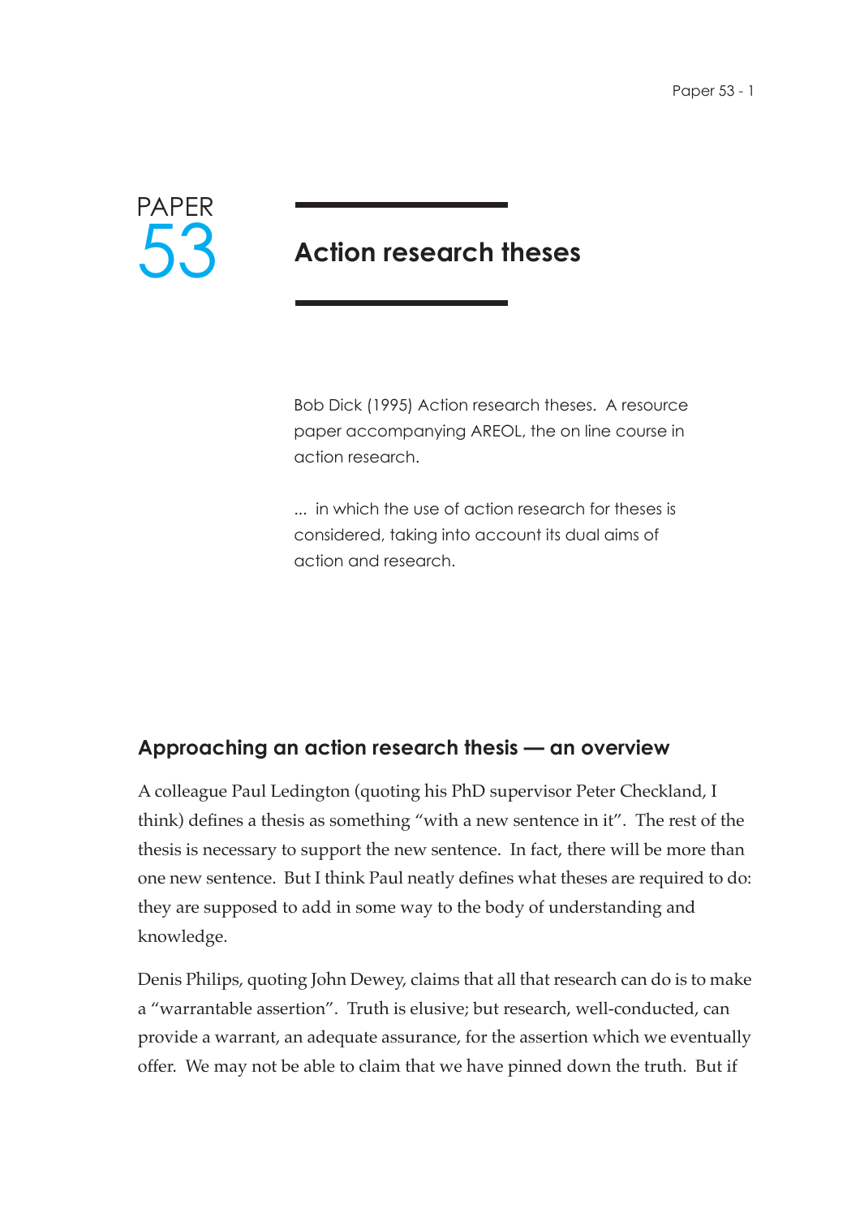PAPER 53

# Action research theses

Bob Dick (1995) Action research theses. A resource paper accompanying AREOL, the on line course in action research.

... in which the use of action research for theses is considered, taking into account its dual aims of action and research.

## Approaching an action research thesis — an overview

A colleague Paul Ledington (quoting his PhD supervisor Peter Checkland, I think) defines a thesis as something "with a new sentence in it". The rest of the thesis is necessary to support the new sentence. In fact, there will be more than one new sentence. But I think Paul neatly defines what theses are required to do: they are supposed to add in some way to the body of understanding and knowledge.

Denis Philips, quoting John Dewey, claims that all that research can do is to make a "warrantable assertion". Truth is elusive; but research, well-conducted, can provide a warrant, an adequate assurance, for the assertion which we eventually offer. We may not be able to claim that we have pinned down the truth. But if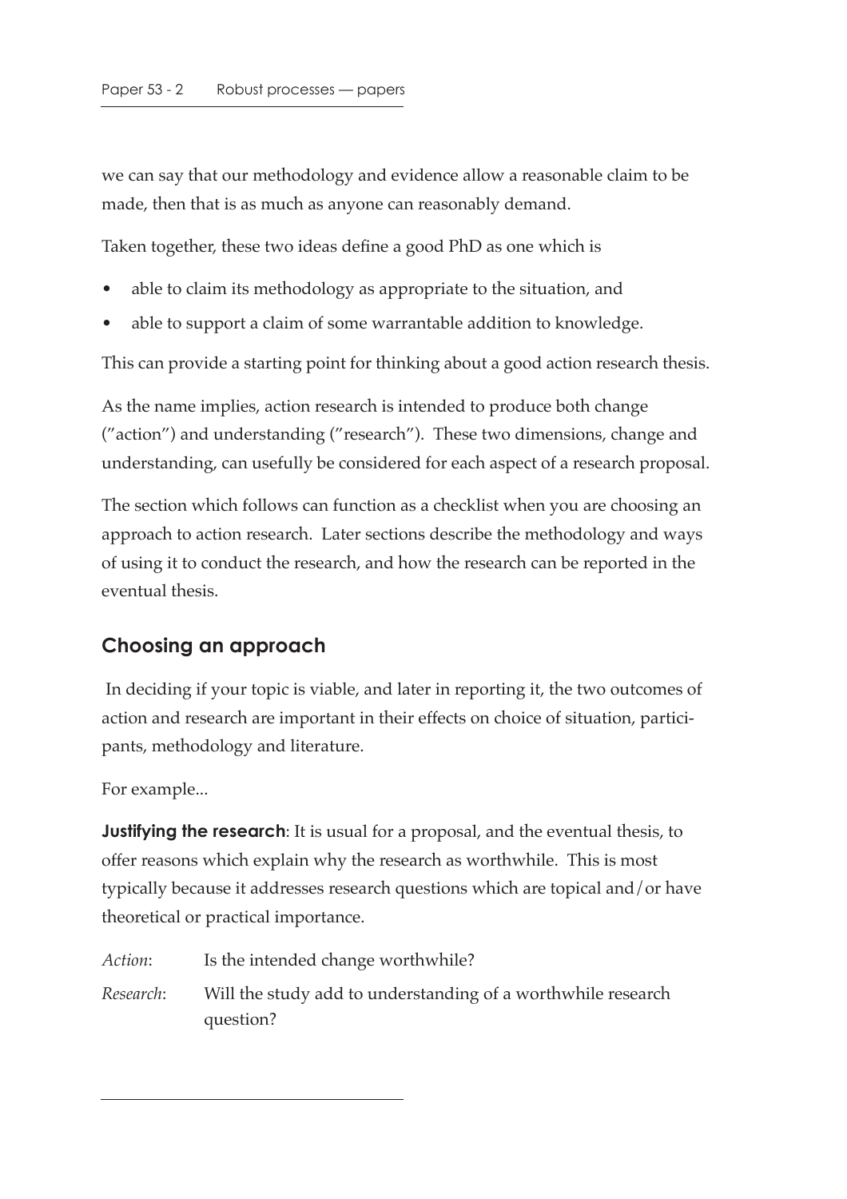we can say that our methodology and evidence allow a reasonable claim to be made, then that is as much as anyone can reasonably demand.

Taken together, these two ideas define a good PhD as one which is

- able to claim its methodology as appropriate to the situation, and
- able to support a claim of some warrantable addition to knowledge.

This can provide a starting point for thinking about a good action research thesis.

As the name implies, action research is intended to produce both change ("action") and understanding ("research"). These two dimensions, change and understanding, can usefully be considered for each aspect of a research proposal.

The section which follows can function as a checklist when you are choosing an approach to action research. Later sections describe the methodology and ways of using it to conduct the research, and how the research can be reported in the eventual thesis.

## Choosing an approach

In deciding if your topic is viable, and later in reporting it, the two outcomes of action and research are important in their effects on choice of situation, participants, methodology and literature.

For example...

**Justifying the research**: It is usual for a proposal, and the eventual thesis, to offer reasons which explain why the research as worthwhile. This is most typically because it addresses research questions which are topical and/or have theoretical or practical importance.

*Action*: Is the intended change worthwhile?

*Research*: Will the study add to understanding of a worthwhile research question?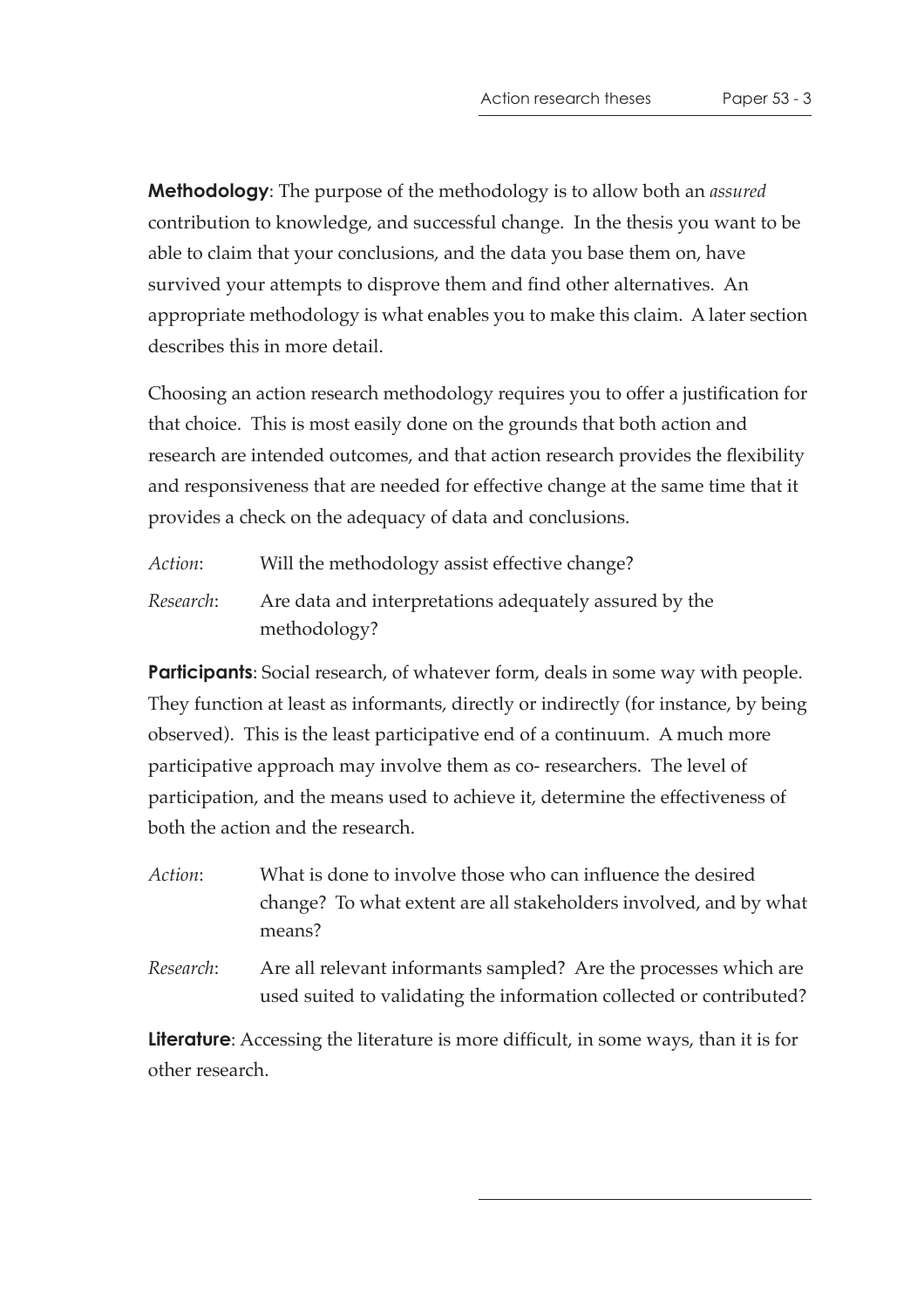**Methodology**: The purpose of the methodology is to allow both an *assured* contribution to knowledge, and successful change. In the thesis you want to be able to claim that your conclusions, and the data you base them on, have survived your attempts to disprove them and find other alternatives. An appropriate methodology is what enables you to make this claim. A later section describes this in more detail.

Choosing an action research methodology requires you to offer a justification for that choice. This is most easily done on the grounds that both action and research are intended outcomes, and that action research provides the flexibility and responsiveness that are needed for effective change at the same time that it provides a check on the adequacy of data and conclusions.

*Action*: Will the methodology assist effective change?

*Research*: Are data and interpretations adequately assured by the methodology?

**Participants**: Social research, of whatever form, deals in some way with people. They function at least as informants, directly or indirectly (for instance, by being observed). This is the least participative end of a continuum. A much more participative approach may involve them as co- researchers. The level of participation, and the means used to achieve it, determine the effectiveness of both the action and the research.

*Action*: What is done to involve those who can influence the desired change? To what extent are all stakeholders involved, and by what means?

*Research*: Are all relevant informants sampled? Are the processes which are used suited to validating the information collected or contributed?

**Literature**: Accessing the literature is more difficult, in some ways, than it is for other research.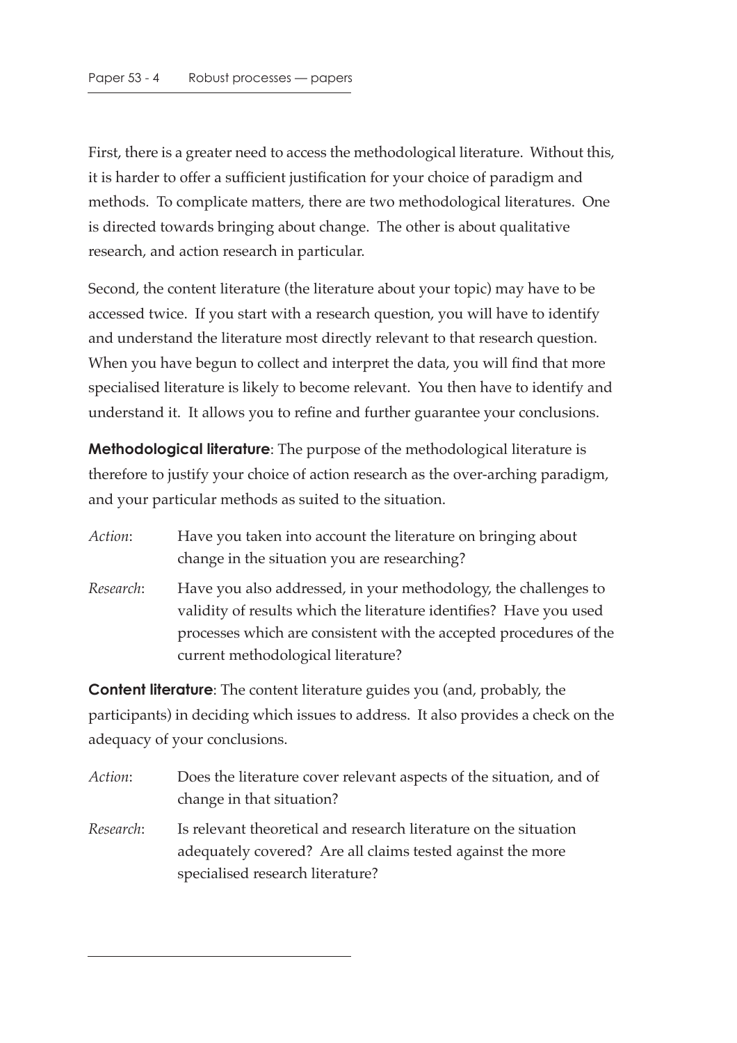First, there is a greater need to access the methodological literature. Without this, it is harder to offer a sufficient justification for your choice of paradigm and methods. To complicate matters, there are two methodological literatures. One is directed towards bringing about change. The other is about qualitative research, and action research in particular.

Second, the content literature (the literature about your topic) may have to be accessed twice. If you start with a research question, you will have to identify and understand the literature most directly relevant to that research question. When you have begun to collect and interpret the data, you will find that more specialised literature is likely to become relevant. You then have to identify and understand it. It allows you to refine and further guarantee your conclusions.

**Methodological literature**: The purpose of the methodological literature is therefore to justify your choice of action research as the over-arching paradigm, and your particular methods as suited to the situation.

*Action*: Have you taken into account the literature on bringing about change in the situation you are researching?

*Research*: Have you also addressed, in your methodology, the challenges to validity of results which the literature identifies? Have you used processes which are consistent with the accepted procedures of the current methodological literature?

**Content literature**: The content literature guides you (and, probably, the participants) in deciding which issues to address. It also provides a check on the adequacy of your conclusions.

*Action*: Does the literature cover relevant aspects of the situation, and of change in that situation?

*Research*: Is relevant theoretical and research literature on the situation adequately covered? Are all claims tested against the more specialised research literature?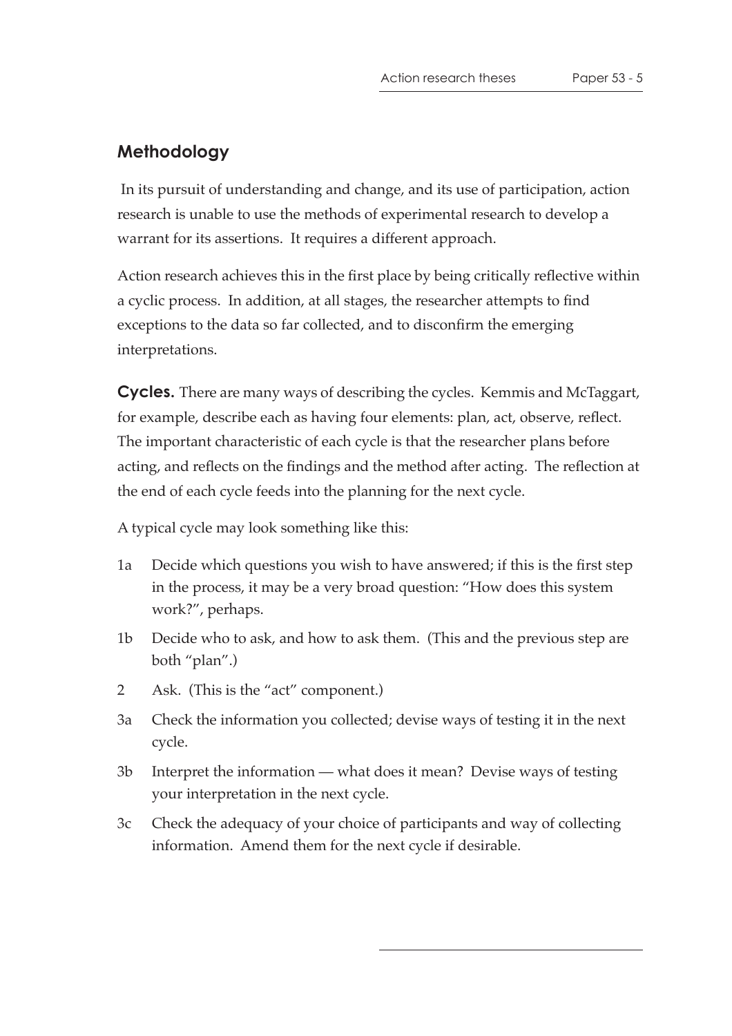## Methodology

In its pursuit of understanding and change, and its use of participation, action research is unable to use the methods of experimental research to develop a warrant for its assertions. It requires a different approach.

Action research achieves this in the first place by being critically reflective within a cyclic process. In addition, at all stages, the researcher attempts to find exceptions to the data so far collected, and to disconfirm the emerging interpretations.

**Cycles.** There are many ways of describing the cycles. Kemmis and McTaggart, for example, describe each as having four elements: plan, act, observe, reflect. The important characteristic of each cycle is that the researcher plans before acting, and reflects on the findings and the method after acting. The reflection at the end of each cycle feeds into the planning for the next cycle.

A typical cycle may look something like this:

- 1a Decide which questions you wish to have answered; if this is the first step in the process, it may be a very broad question: "How does this system work?", perhaps.
- 1b Decide who to ask, and how to ask them. (This and the previous step are both "plan".)
- 2 Ask. (This is the "act" component.)
- 3a Check the information you collected; devise ways of testing it in the next cycle.
- 3b Interpret the information — what does it mean? Devise ways of testing your interpretation in the next cycle.
- 3c Check the adequacy of your choice of participants and way of collecting information. Amend them for the next cycle if desirable.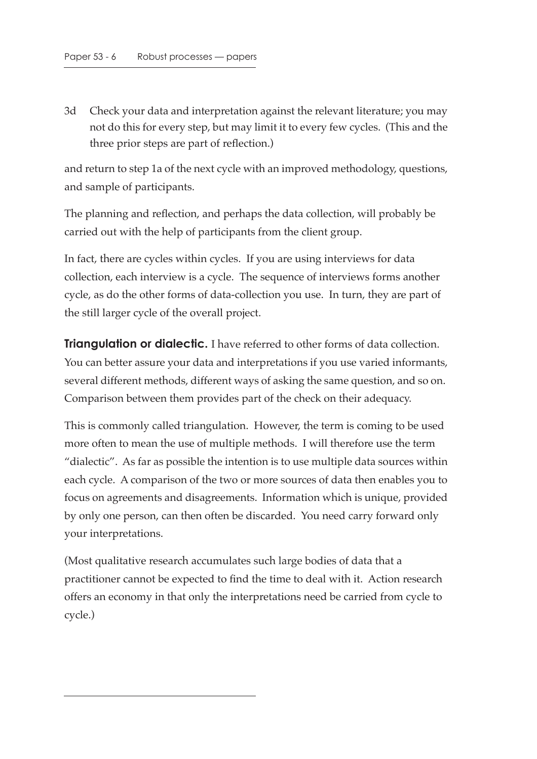3d Check your data and interpretation against the relevant literature; you may not do this for every step, but may limit it to every few cycles. (This and the three prior steps are part of reflection.)

and return to step 1a of the next cycle with an improved methodology, questions, and sample of participants.

The planning and reflection, and perhaps the data collection, will probably be carried out with the help of participants from the client group.

In fact, there are cycles within cycles. If you are using interviews for data collection, each interview is a cycle. The sequence of interviews forms another cycle, as do the other forms of data-collection you use. In turn, they are part of the still larger cycle of the overall project.

**Triangulation or dialectic.** I have referred to other forms of data collection. You can better assure your data and interpretations if you use varied informants, several different methods, different ways of asking the same question, and so on. Comparison between them provides part of the check on their adequacy.

This is commonly called triangulation. However, the term is coming to be used more often to mean the use of multiple methods. I will therefore use the term "dialectic". As far as possible the intention is to use multiple data sources within each cycle. A comparison of the two or more sources of data then enables you to focus on agreements and disagreements. Information which is unique, provided by only one person, can then often be discarded. You need carry forward only your interpretations.

(Most qualitative research accumulates such large bodies of data that a practitioner cannot be expected to find the time to deal with it. Action research offers an economy in that only the interpretations need be carried from cycle to cycle.)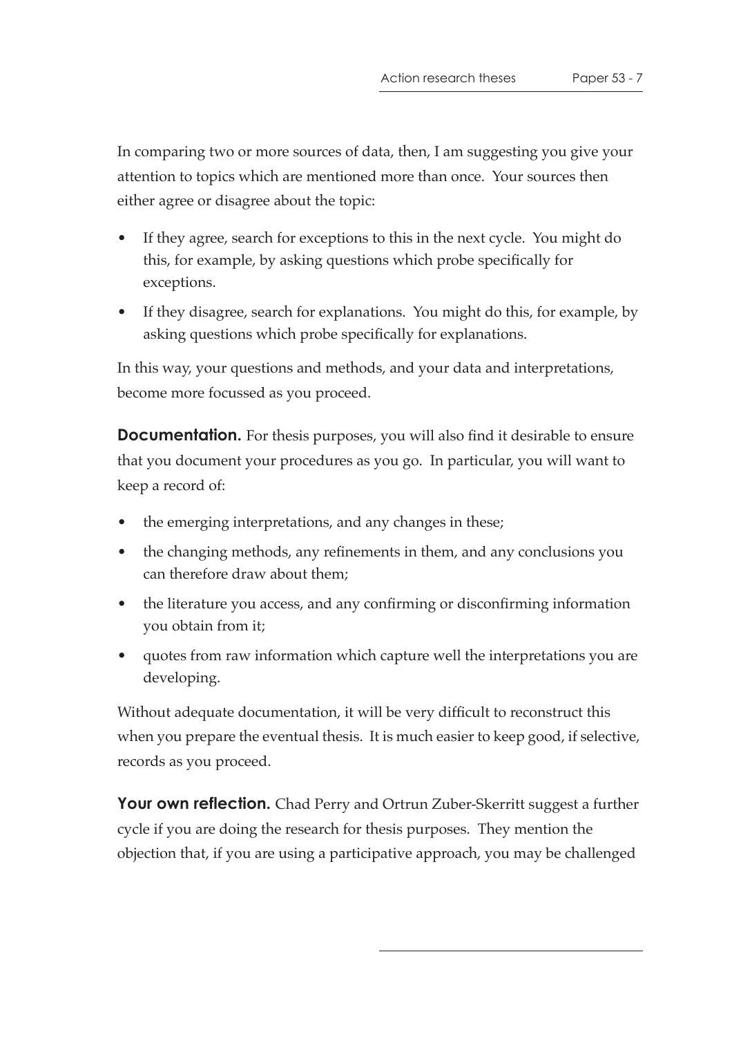In comparing two or more sources of data, then, I am suggesting you give your attention to topics which are mentioned more than once. Your sources then either agree or disagree about the topic:

- If they agree, search for exceptions to this in the next cycle. You might do this, for example, by asking questions which probe specifically for exceptions.
- If they disagree, search for explanations. You might do this, for example, by asking questions which probe specifically for explanations.

In this way, your questions and methods, and your data and interpretations, become more focussed as you proceed.

**Documentation.** For thesis purposes, you will also find it desirable to ensure that you document your procedures as you go. In particular, you will want to keep a record of:

- the emerging interpretations, and any changes in these;
- the changing methods, any refinements in them, and any conclusions you can therefore draw about them;
- the literature you access, and any confirming or disconfirming information you obtain from it;
- quotes from raw information which capture well the interpretations you are developing.

Without adequate documentation, it will be very difficult to reconstruct this when you prepare the eventual thesis. It is much easier to keep good, if selective, records as you proceed.

**Your own reflection.** Chad Perry and Ortrun Zuber-Skerritt suggest a further cycle if you are doing the research for thesis purposes. They mention the objection that, if you are using a participative approach, you may be challenged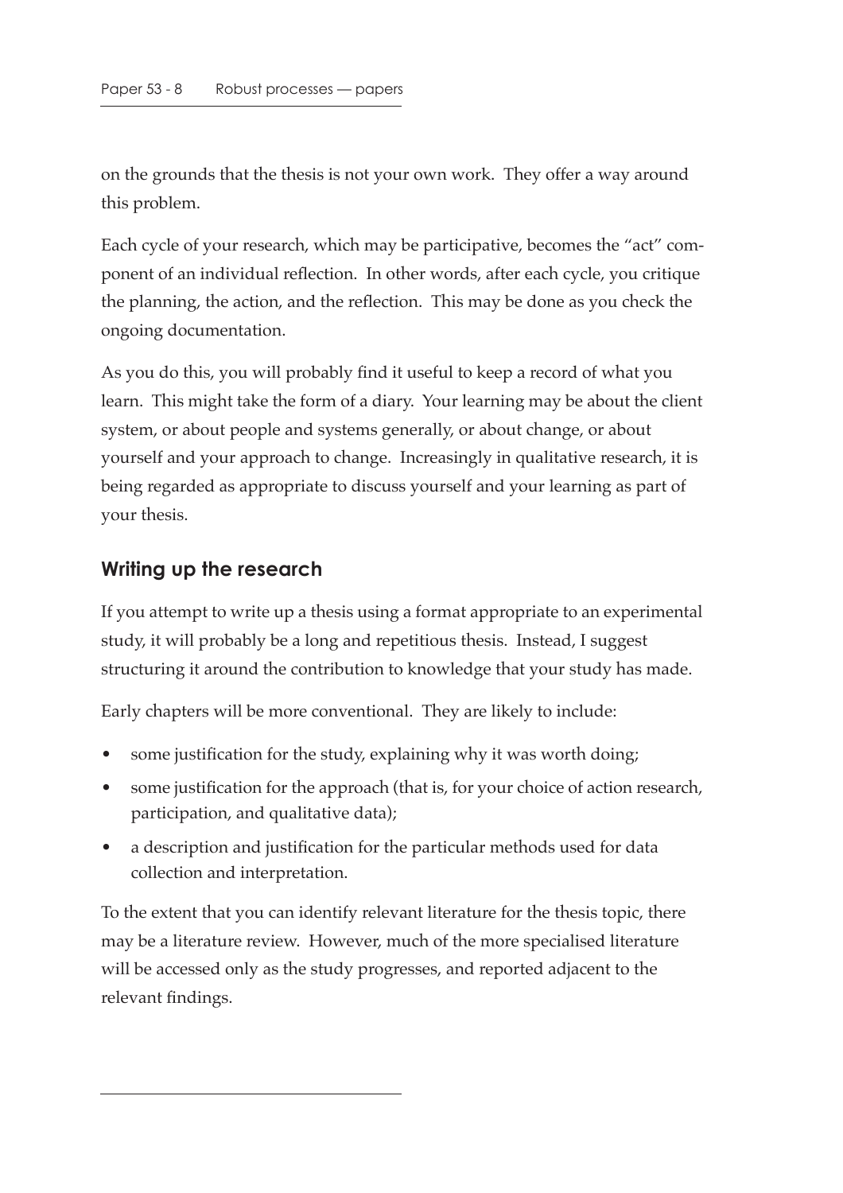on the grounds that the thesis is not your own work. They offer a way around this problem.

Each cycle of your research, which may be participative, becomes the "act" component of an individual reflection. In other words, after each cycle, you critique the planning, the action, and the reflection. This may be done as you check the ongoing documentation.

As you do this, you will probably find it useful to keep a record of what you learn. This might take the form of a diary. Your learning may be about the client system, or about people and systems generally, or about change, or about yourself and your approach to change. Increasingly in qualitative research, it is being regarded as appropriate to discuss yourself and your learning as part of your thesis.

## Writing up the research

If you attempt to write up a thesis using a format appropriate to an experimental study, it will probably be a long and repetitious thesis. Instead, I suggest structuring it around the contribution to knowledge that your study has made.

Early chapters will be more conventional. They are likely to include:

- some justification for the study, explaining why it was worth doing;
- some justification for the approach (that is, for your choice of action research, participation, and qualitative data);
- a description and justification for the particular methods used for data collection and interpretation.

To the extent that you can identify relevant literature for the thesis topic, there may be a literature review. However, much of the more specialised literature will be accessed only as the study progresses, and reported adjacent to the relevant findings.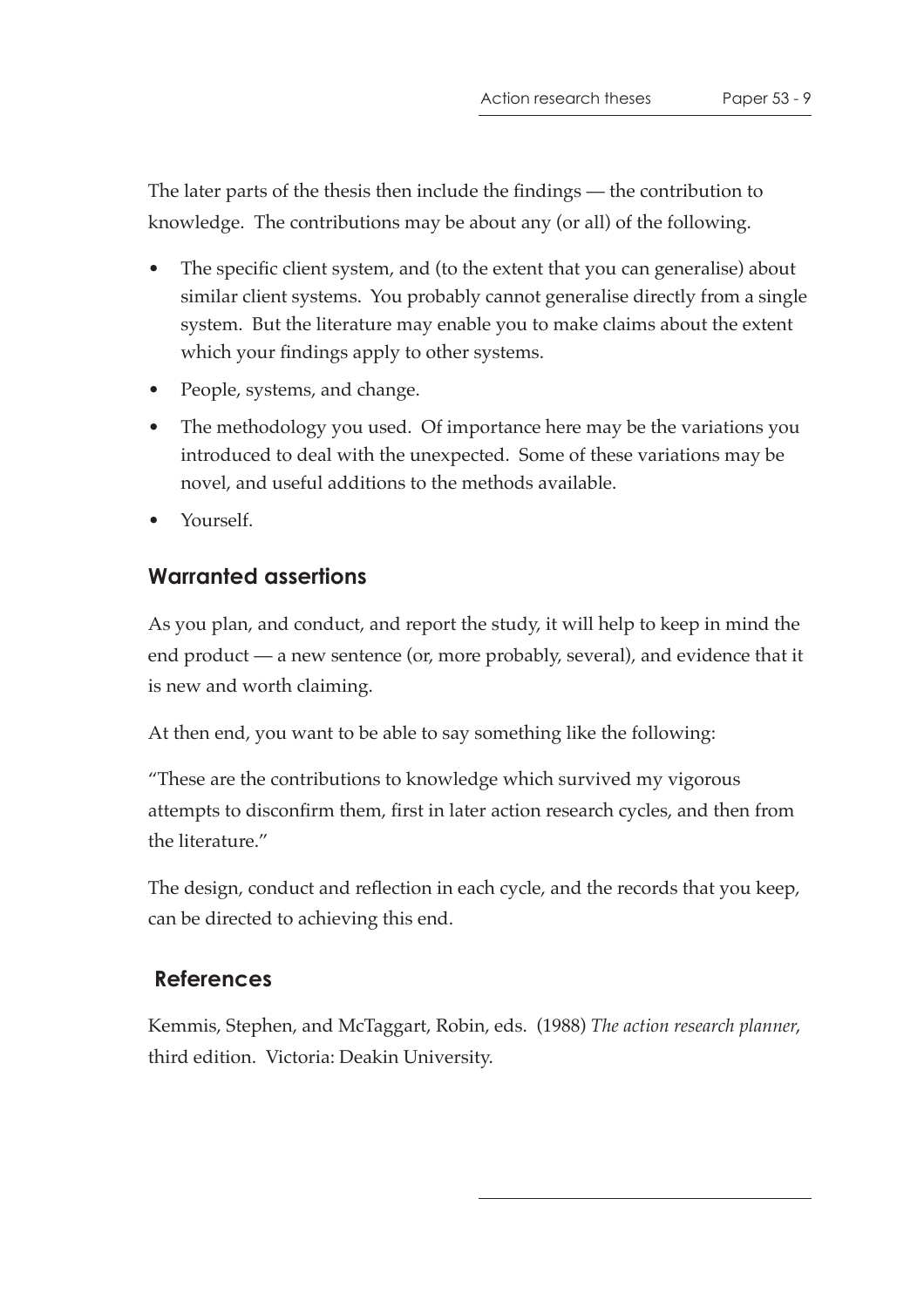The later parts of the thesis then include the findings — the contribution to knowledge. The contributions may be about any (or all) of the following.

- The specific client system, and (to the extent that you can generalise) about similar client systems. You probably cannot generalise directly from a single system. But the literature may enable you to make claims about the extent which your findings apply to other systems.
- People, systems, and change.
- The methodology you used. Of importance here may be the variations you introduced to deal with the unexpected. Some of these variations may be novel, and useful additions to the methods available.
- Yourself.

## Warranted assertions

As you plan, and conduct, and report the study, it will help to keep in mind the end product — a new sentence (or, more probably, several), and evidence that it is new and worth claiming.

At then end, you want to be able to say something like the following:

"These are the contributions to knowledge which survived my vigorous attempts to disconfirm them, first in later action research cycles, and then from the literature."

The design, conduct and reflection in each cycle, and the records that you keep, can be directed to achieving this end.

## References

Kemmis, Stephen, and McTaggart, Robin, eds. (1988) *The action research planner*, third edition. Victoria: Deakin University.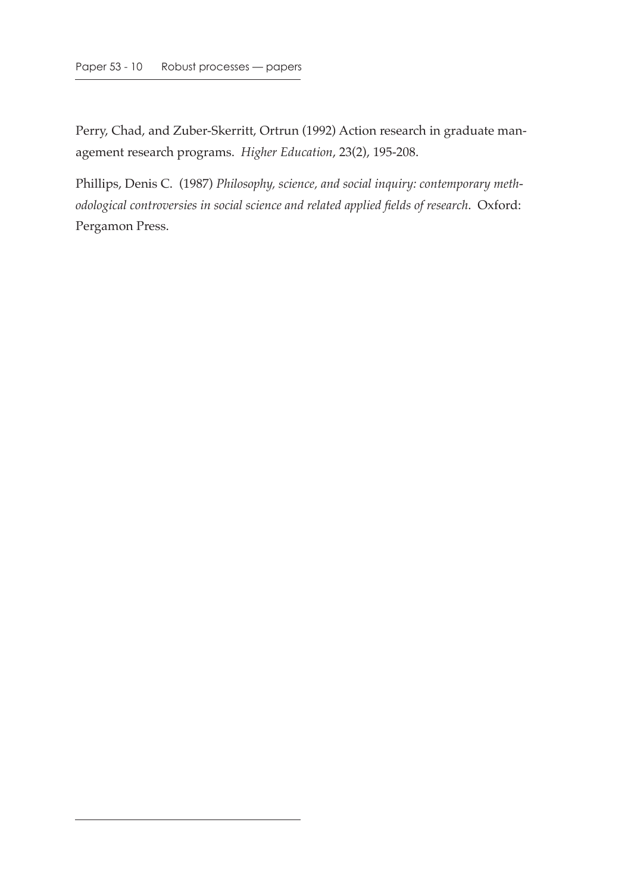Perry, Chad, and Zuber-Skerritt, Ortrun (1992) Action research in graduate management research programs. *Higher Education*, 23(2), 195-208.

Phillips, Denis C. (1987) *Philosophy, science, and social inquiry: contemporary methodological controversies in social science and related applied fields of research*. Oxford: Pergamon Press.